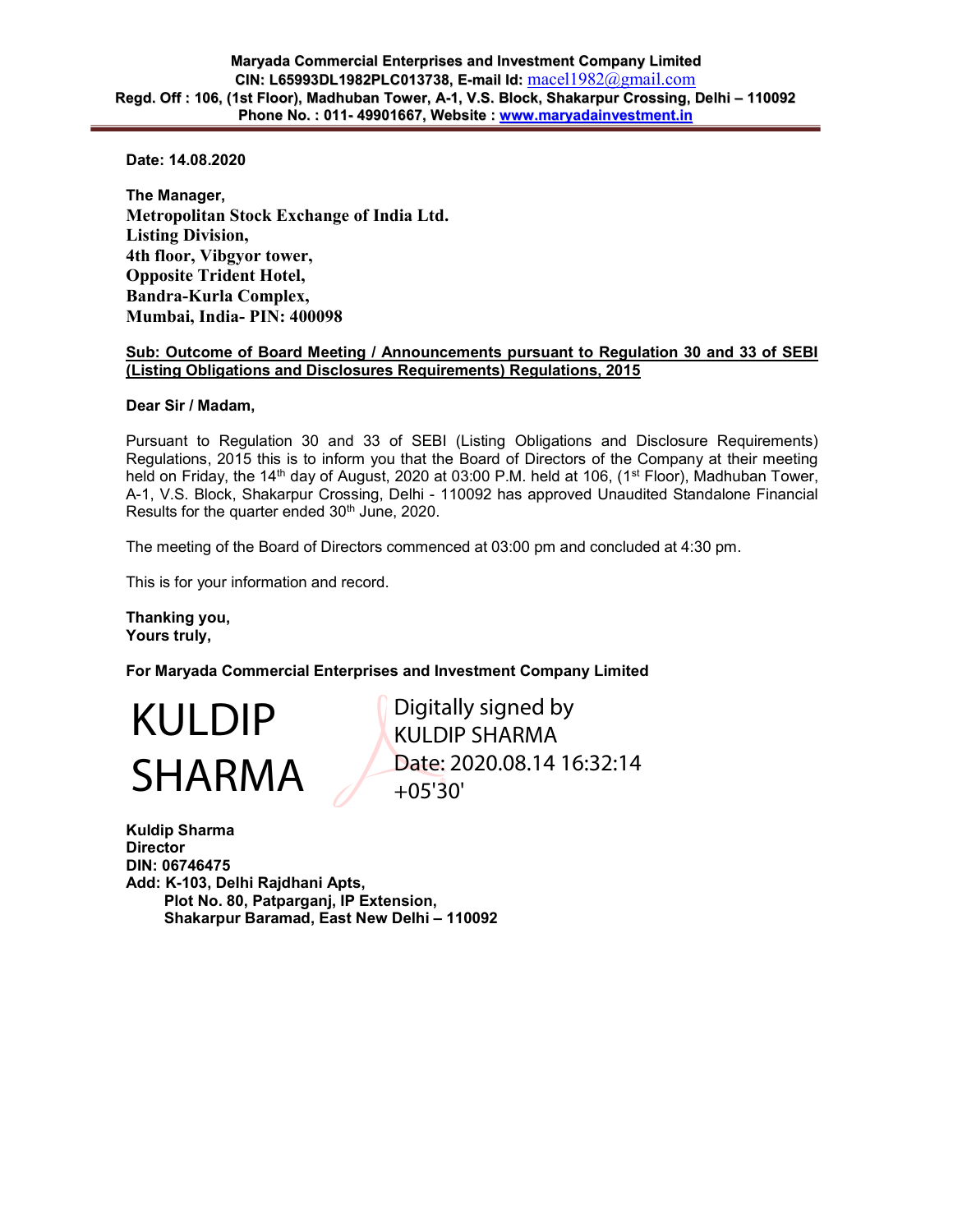**Maryada Commercial Enterprises and Investment Company Limited**
**CIN: L65993DL1982PLC013738, E-mail Id: macel1982@gmail.com**
**Regd. Off : 106, (1st Floor), Madhuban Tower, A-1, V.S. Block, Shakarpur Crossing, Delhi – 110092**
**Phone No. : 011- 49901667, Website : www.maryadainvestment.in**

**Date: 14.08.2020**

**The Manager,**
**Metropolitan Stock Exchange of India Ltd.**
**Listing Division,**
**4th floor, Vibgyor tower,**
**Opposite Trident Hotel,**
**Bandra-Kurla Complex,**
**Mumbai, India- PIN: 400098**

**Sub: Outcome of Board Meeting / Announcements pursuant to Regulation 30 and 33 of SEBI (Listing Obligations and Disclosures Requirements) Regulations, 2015**

**Dear Sir / Madam,**

Pursuant to Regulation 30 and 33 of SEBI (Listing Obligations and Disclosure Requirements) Regulations, 2015 this is to inform you that the Board of Directors of the Company at their meeting held on Friday, the 14th day of August, 2020 at 03:00 P.M. held at 106, (1st Floor), Madhuban Tower, A-1, V.S. Block, Shakarpur Crossing, Delhi - 110092 has approved Unaudited Standalone Financial Results for the quarter ended 30th June, 2020.

The meeting of the Board of Directors commenced at 03:00 pm and concluded at 4:30 pm.

This is for your information and record.

**Thanking you,**
**Yours truly,**

**For Maryada Commercial Enterprises and Investment Company Limited**

KULDIP SHARMA

Digitally signed by KULDIP SHARMA
Date: 2020.08.14 16:32:14 +05'30'

**Kuldip Sharma**
**Director**
**DIN: 06746475**
**Add: K-103, Delhi Rajdhani Apts,**
**Plot No. 80, Patparganj, IP Extension,**
**Shakarpur Baramad, East New Delhi – 110092**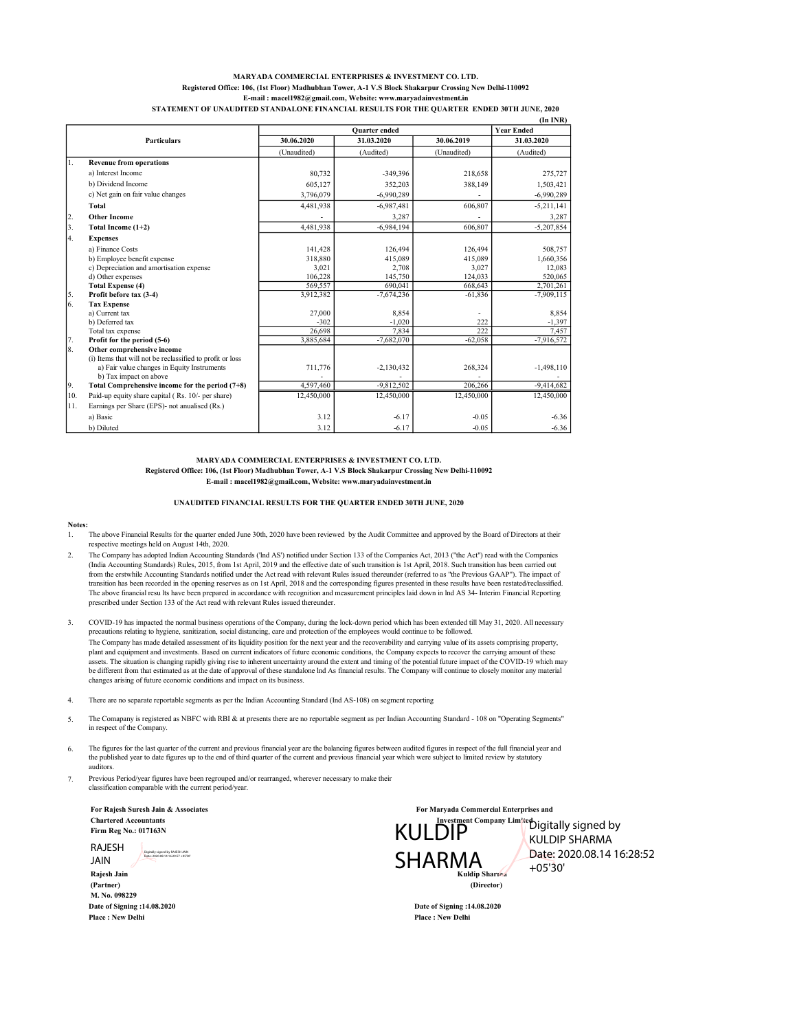**MARYADA COMMERCIAL ENTERPRISES & INVESTMENT CO. LTD.**
**Registered Office: 106, (1st Floor) Madhubhan Tower, A-1 V.S Block Shakarpur Crossing New Delhi-110092**
**E-mail : macel1982@gmail.com, Website: www.maryadainvestment.in**

**STATEMENT OF UNAUDITED STANDALONE FINANCIAL RESULTS FOR THE QUARTER ENDED 30TH JUNE, 2020**

**(In INR)**

| | Particulars | Quarter ended | | | Year Ended |
|---|---|---|---|---|---|
| | | 30.06.2020 | 31.03.2020 | 30.06.2019 | 31.03.2020 |
| | | (Unaudited) | (Audited) | (Unaudited) | (Audited) |
| 1. | **Revenue from operations** | | | | |
| | a) Interest Income | 80,732 | -349,396 | 218,658 | 275,727 |
| | b) Dividend Income | 605,127 | 352,203 | 388,149 | 1,503,421 |
| | c) Net gain on fair value changes | 3,796,079 | -6,990,289 | - | -6,990,289 |
| | **Total** | 4,481,938 | -6,987,481 | 606,807 | -5,211,141 |
| 2. | **Other Income** | - | 3,287 | - | 3,287 |
| 3. | **Total Income (1+2)** | 4,481,938 | -6,984,194 | 606,807 | -5,207,854 |
| 4. | **Expenses** | | | | |
| | a) Finance Costs | 141,428 | 126,494 | 126,494 | 508,757 |
| | b) Employee benefit expense | 318,880 | 415,089 | 415,089 | 1,660,356 |
| | c) Depreciation and amortisation expense | 3,021 | 2,708 | 3,027 | 12,083 |
| | d) Other expenses | 106,228 | 145,750 | 124,033 | 520,065 |
| | **Total Expense (4)** | 569,557 | 690,041 | 668,643 | 2,701,261 |
| 5. | **Profit before tax (3-4)** | 3,912,382 | -7,674,236 | -61,836 | -7,909,115 |
| 6. | **Tax Expense** | | | | |
| | a) Current tax | 27,000 | 8,854 | - | 8,854 |
| | b) Deferred tax | -302 | -1,020 | 222 | -1,397 |
| | Total tax expense | 26,698 | 7,834 | 222 | 7,457 |
| 7. | **Profit for the period (5-6)** | 3,885,684 | -7,682,070 | -62,058 | -7,916,572 |
| 8. | **Other comprehensive income** | | | | |
| | (i) Items that will not be reclassified to profit or loss | | | | |
| | a) Fair value changes in Equity Instruments | 711,776 | -2,130,432 | 268,324 | -1,498,110 |
| | b) Tax impact on above | - | - | - | - |
| 9. | **Total Comprehensive income for the period (7+8)** | 4,597,460 | -9,812,502 | 206,266 | -9,414,682 |
| 10. | Paid-up equity share capital ( Rs. 10/- per share) | 12,450,000 | 12,450,000 | 12,450,000 | 12,450,000 |
| 11. | Earnings per Share (EPS)- not anualised (Rs.) | | | | |
| | a) Basic | 3.12 | -6.17 | -0.05 | -6.36 |
| | b) Diluted | 3.12 | -6.17 | -0.05 | -6.36 |

**MARYADA COMMERCIAL ENTERPRISES & INVESTMENT CO. LTD.**
**Registered Office: 106, (1st Floor) Madhubhan Tower, A-1 V.S Block Shakarpur Crossing New Delhi-110092**
**E-mail : macel1982@gmail.com, Website: www.maryadainvestment.in**

**UNAUDITED FINANCIAL RESULTS FOR THE QUARTER ENDED 30TH JUNE, 2020**

**Notes:**

1. The above Financial Results for the quarter ended June 30th, 2020 have been reviewed by the Audit Committee and approved by the Board of Directors at their respective meetings held on August 14th, 2020.

2. The Company has adopted Indian Accounting Standards ('Ind AS') notified under Section 133 of the Companies Act, 2013 ("the Act") read with the Companies (India Accounting Standards) Rules, 2015, from 1st April, 2019 and the effective date of such transition is 1st April, 2018. Such transition has been carried out from the erstwhile Accounting Standards notified under the Act read with relevant Rules issued thereunder (referred to as "the Previous GAAP"). The impact of transition has been recorded in the opening reserves as on 1st April, 2018 and the corresponding figures presented in these results have been restated/reclassified. The above financial resu lts have been prepared in accordance with recognition and measurement principles laid down in Ind AS 34- Interim Financial Reporting prescribed under Section 133 of the Act read with relevant Rules issued thereunder.

3. COVID-19 has impacted the normal business operations of the Company, during the lock-down period which has been extended till May 31, 2020. All necessary precautions relating to hygiene, sanitization, social distancing, care and protection of the employees would continue to be followed.
   The Company has made detailed assessment of its liquidity position for the next year and the recoverability and carrying value of its assets comprising property, plant and equipment and investments. Based on current indicators of future economic conditions, the Company expects to recover the carrying amount of these assets. The situation is changing rapidly giving rise to inherent uncertainty around the extent and timing of the potential future impact of the COVID-19 which may be different from that estimated as at the date of approval of these standalone Ind As financial results. The Company will continue to closely monitor any material changes arising of future economic conditions and impact on its business.

4. There are no separate reportable segments as per the Indian Accounting Standard (Ind AS-108) on segment reporting

5. The Comapany is registered as NBFC with RBI & at presents there are no reportable segment as per Indian Accounting Standard - 108 on "Operating Segments" in respect of the Company.

6. The figures for the last quarter of the current and previous financial year are the balancing figures between audited figures in respect of the full financial year and the published year to date figures up to the end of third quarter of the current and previous financial year which were subject to limited review by statutory auditors.

7. Previous Period/year figures have been regrouped and/or rearranged, wherever necessary to make their classification comparable with the current period/year.

**For Rajesh Suresh Jain & Associates**
**Chartered Accountants**
**Firm Reg No.: 017163N**

RAJESH JAIN (Digitally signed by RAJESH JAIN Date: 2020.08.14 16:29:57 +05'30')

**Rajesh Jain**
**(Partner)**
**M. No. 098229**
**Date of Signing :14.08.2020**
**Place : New Delhi**

**For Maryada Commercial Enterprises and Investment Company Limited**

KULDIP SHARMA (Digitally signed by KULDIP SHARMA Date: 2020.08.14 16:28:52 +05'30')

**Kuldip Sharma**
**(Director)**
**Date of Signing :14.08.2020**
**Place : New Delhi**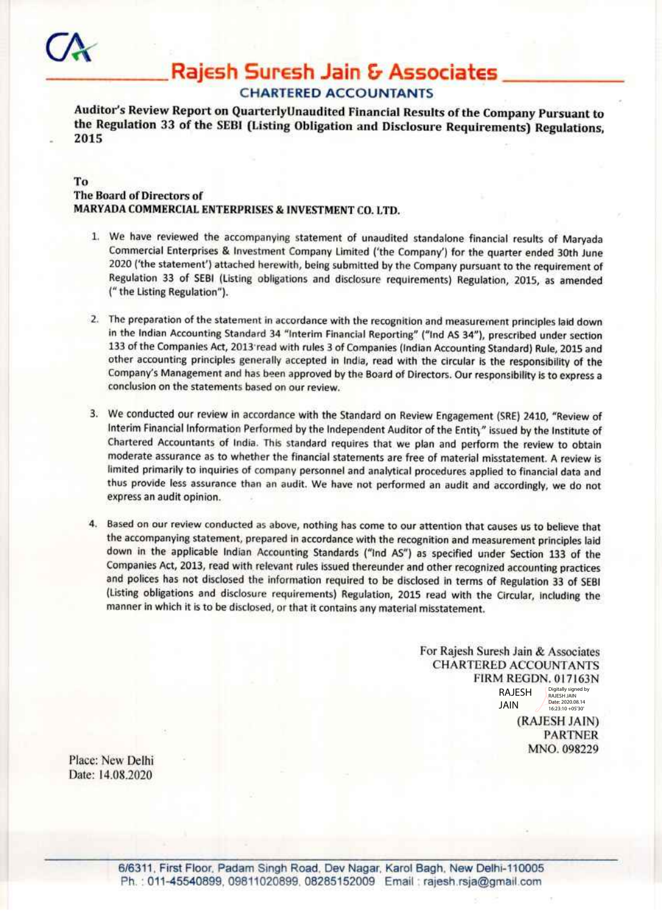# Rajesh Suresh Jain & Associates

## CHARTERED ACCOUNTANTS

**Auditor's Review Report on QuarterlyUnaudited Financial Results of the Company Pursuant to the Regulation 33 of the SEBI (Listing Obligation and Disclosure Requirements) Regulations, 2015**

**To**
**The Board of Directors of**
**MARYADA COMMERCIAL ENTERPRISES & INVESTMENT CO. LTD.**

1. We have reviewed the accompanying statement of unaudited standalone financial results of Maryada Commercial Enterprises & Investment Company Limited ('the Company') for the quarter ended 30th June 2020 ('the statement') attached herewith, being submitted by the Company pursuant to the requirement of Regulation 33 of SEBI (Listing obligations and disclosure requirements) Regulation, 2015, as amended (" the Listing Regulation").

2. The preparation of the statement in accordance with the recognition and measurement principles laid down in the Indian Accounting Standard 34 "Interim Financial Reporting" ("Ind AS 34"), prescribed under section 133 of the Companies Act, 2013 read with rules 3 of Companies (Indian Accounting Standard) Rule, 2015 and other accounting principles generally accepted in India, read with the circular is the responsibility of the Company's Management and has been approved by the Board of Directors. Our responsibility is to express a conclusion on the statements based on our review.

3. We conducted our review in accordance with the Standard on Review Engagement (SRE) 2410, "Review of Interim Financial Information Performed by the Independent Auditor of the Entity" issued by the Institute of Chartered Accountants of India. This standard requires that we plan and perform the review to obtain moderate assurance as to whether the financial statements are free of material misstatement. A review is limited primarily to inquiries of company personnel and analytical procedures applied to financial data and thus provide less assurance than an audit. We have not performed an audit and accordingly, we do not express an audit opinion.

4. Based on our review conducted as above, nothing has come to our attention that causes us to believe that the accompanying statement, prepared in accordance with the recognition and measurement principles laid down in the applicable Indian Accounting Standards ("Ind AS") as specified under Section 133 of the Companies Act, 2013, read with relevant rules issued thereunder and other recognized accounting practices and polices has not disclosed the information required to be disclosed in terms of Regulation 33 of SEBI (Listing obligations and disclosure requirements) Regulation, 2015 read with the Circular, including the manner in which it is to be disclosed, or that it contains any material misstatement.

For Rajesh Suresh Jain & Associates
CHARTERED ACCOUNTANTS
FIRM REGDN. 017163N

RAJESH JAIN
Digitally signed by RAJESH JAIN
Date: 2020.08.14 16:23:10 +05'30'

(RAJESH JAIN)
PARTNER
MNO. 098229

Place: New Delhi
Date: 14.08.2020

6/6311, First Floor, Padam Singh Road, Dev Nagar, Karol Bagh, New Delhi-110005
Ph. : 011-45540899, 09811020899, 08285152009 Email : rajesh.rsja@gmail.com